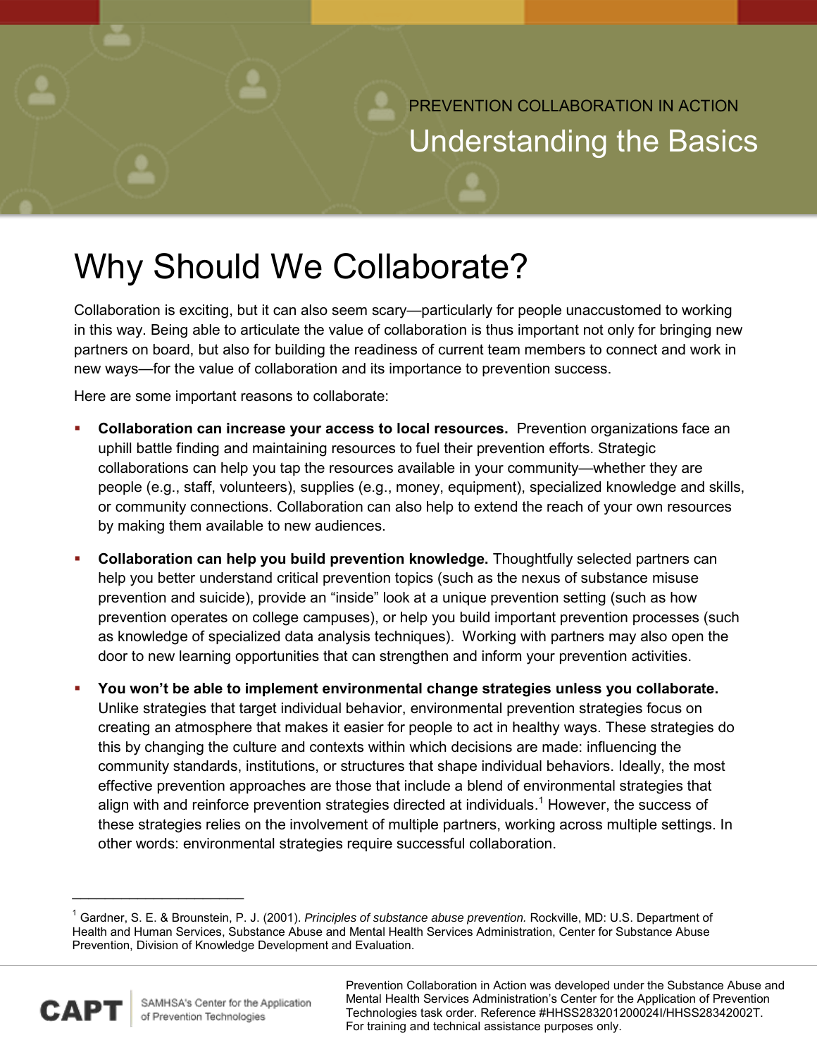PREVENTION COLLABORATION IN ACTION

Understanding the Basics

# Why Should We Collaborate?

Collaboration is exciting, but it can also seem scary—particularly for people unaccustomed to working in this way. Being able to articulate the value of collaboration is thus important not only for bringing new partners on board, but also for building the readiness of current team members to connect and work in new ways—for the value of collaboration and its importance to prevention success.

Here are some important reasons to collaborate:

- **Collaboration can increase your access to local resources.** Prevention organizations face an uphill battle finding and maintaining resources to fuel their prevention efforts. Strategic collaborations can help you tap the resources available in your community—whether they are people (e.g., staff, volunteers), supplies (e.g., money, equipment), specialized knowledge and skills, or community connections. Collaboration can also help to extend the reach of your own resources by making them available to new audiences.
- **Collaboration can help you build prevention knowledge.** Thoughtfully selected partners can help you better understand critical prevention topics (such as the nexus of substance misuse prevention and suicide), provide an "inside" look at a unique prevention setting (such as how prevention operates on college campuses), or help you build important prevention processes (such as knowledge of specialized data analysis techniques). Working with partners may also open the door to new learning opportunities that can strengthen and inform your prevention activities.
- **You won't be able to implement environmental change strategies unless you collaborate.** Unlike strategies that target individual behavior, environmental prevention strategies focus on creating an atmosphere that makes it easier for people to act in healthy ways. These strategies do this by changing the culture and contexts within which decisions are made: influencing the community standards, institutions, or structures that shape individual behaviors. Ideally, the most effective prevention approaches are those that include a blend of environmental strategies that align with and reinforce prevention strategies directed at individuals.[1] However, the success of these strategies relies on the involvement of multiple partners, working across multiple settings. In other words: environmental strategies require successful collaboration.

[1] Gardner, S. E. & Brounstein, P. J. (2001). *Principles of substance abuse prevention.* Rockville, MD: U.S. Department of Health and Human Services, Substance Abuse and Mental Health Services Administration, Center for Substance Abuse Prevention, Division of Knowledge Development and Evaluation.

CAPT | SAMHSA's Center for the Application of Prevention Technologies

Prevention Collaboration in Action was developed under the Substance Abuse and Mental Health Services Administration's Center for the Application of Prevention Technologies task order. Reference #HHSS283201200024I/HHSS28342002T. For training and technical assistance purposes only.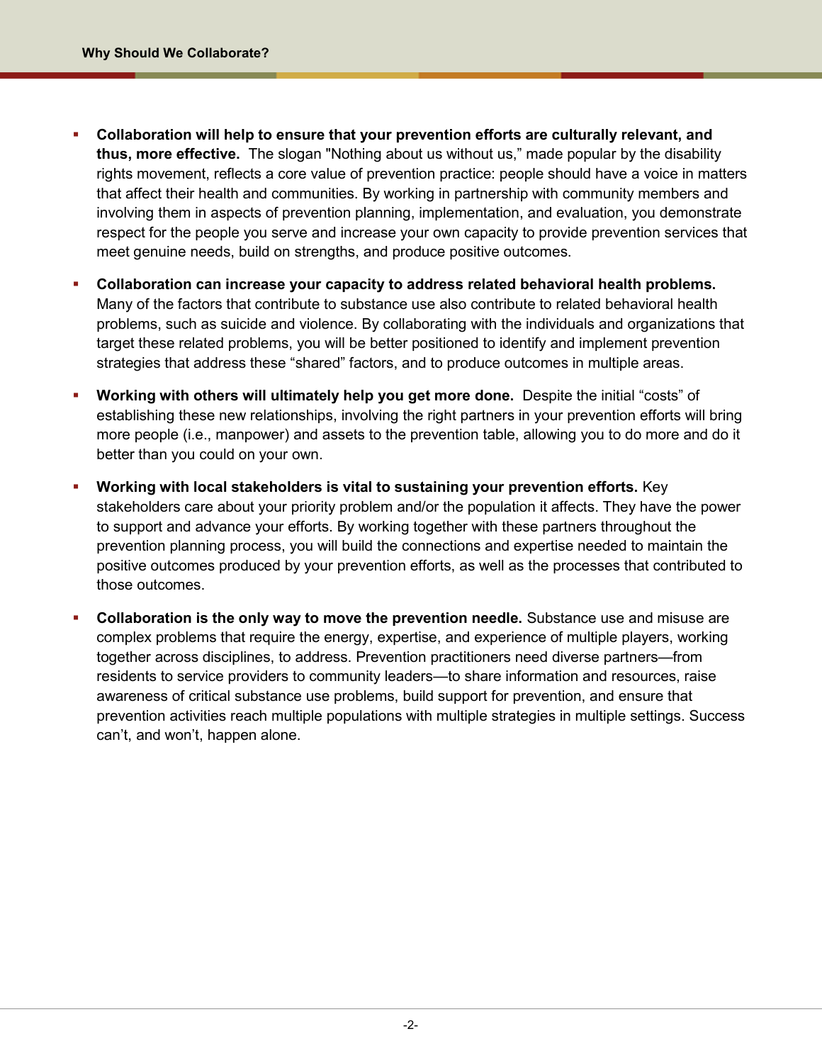- **Collaboration will help to ensure that your prevention efforts are culturally relevant, and thus, more effective.** The slogan "Nothing about us without us," made popular by the disability rights movement, reflects a core value of prevention practice: people should have a voice in matters that affect their health and communities. By working in partnership with community members and involving them in aspects of prevention planning, implementation, and evaluation, you demonstrate respect for the people you serve and increase your own capacity to provide prevention services that meet genuine needs, build on strengths, and produce positive outcomes.

- **Collaboration can increase your capacity to address related behavioral health problems.** Many of the factors that contribute to substance use also contribute to related behavioral health problems, such as suicide and violence. By collaborating with the individuals and organizations that target these related problems, you will be better positioned to identify and implement prevention strategies that address these "shared" factors, and to produce outcomes in multiple areas.

- **Working with others will ultimately help you get more done.** Despite the initial "costs" of establishing these new relationships, involving the right partners in your prevention efforts will bring more people (i.e., manpower) and assets to the prevention table, allowing you to do more and do it better than you could on your own.

- **Working with local stakeholders is vital to sustaining your prevention efforts.** Key stakeholders care about your priority problem and/or the population it affects. They have the power to support and advance your efforts. By working together with these partners throughout the prevention planning process, you will build the connections and expertise needed to maintain the positive outcomes produced by your prevention efforts, as well as the processes that contributed to those outcomes.

- **Collaboration is the only way to move the prevention needle.** Substance use and misuse are complex problems that require the energy, expertise, and experience of multiple players, working together across disciplines, to address. Prevention practitioners need diverse partners—from residents to service providers to community leaders—to share information and resources, raise awareness of critical substance use problems, build support for prevention, and ensure that prevention activities reach multiple populations with multiple strategies in multiple settings. Success can't, and won't, happen alone.